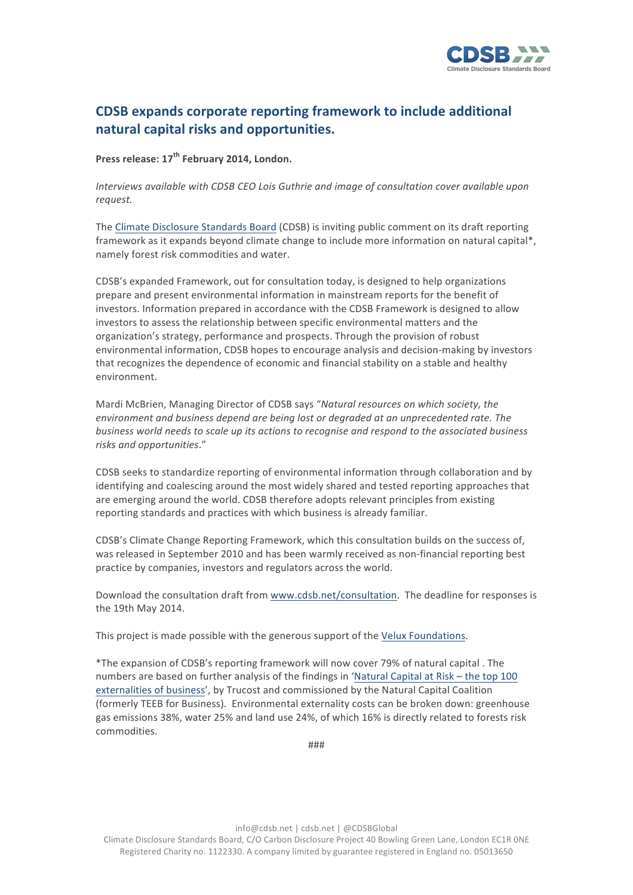CDSB
Climate Disclosure Standards Board

# CDSB expands corporate reporting framework to include additional natural capital risks and opportunities.

**Press release: 17th February 2014, London.**

*Interviews available with CDSB CEO Lois Guthrie and image of consultation cover available upon request.*

The Climate Disclosure Standards Board (CDSB) is inviting public comment on its draft reporting framework as it expands beyond climate change to include more information on natural capital*, namely forest risk commodities and water.

CDSB's expanded Framework, out for consultation today, is designed to help organizations prepare and present environmental information in mainstream reports for the benefit of investors. Information prepared in accordance with the CDSB Framework is designed to allow investors to assess the relationship between specific environmental matters and the organization's strategy, performance and prospects. Through the provision of robust environmental information, CDSB hopes to encourage analysis and decision-making by investors that recognizes the dependence of economic and financial stability on a stable and healthy environment.

Mardi McBrien, Managing Director of CDSB says "*Natural resources on which society, the environment and business depend are being lost or degraded at an unprecedented rate. The business world needs to scale up its actions to recognise and respond to the associated business risks and opportunities*."

CDSB seeks to standardize reporting of environmental information through collaboration and by identifying and coalescing around the most widely shared and tested reporting approaches that are emerging around the world. CDSB therefore adopts relevant principles from existing reporting standards and practices with which business is already familiar.

CDSB's Climate Change Reporting Framework, which this consultation builds on the success of, was released in September 2010 and has been warmly received as non-financial reporting best practice by companies, investors and regulators across the world.

Download the consultation draft from www.cdsb.net/consultation. The deadline for responses is the 19th May 2014.

This project is made possible with the generous support of the Velux Foundations.

*The expansion of CDSB's reporting framework will now cover 79% of natural capital . The numbers are based on further analysis of the findings in 'Natural Capital at Risk – the top 100 externalities of business', by Trucost and commissioned by the Natural Capital Coalition (formerly TEEB for Business). Environmental externality costs can be broken down: greenhouse gas emissions 38%, water 25% and land use 24%, of which 16% is directly related to forests risk commodities.

###

info@cdsb.net | cdsb.net | @CDSBGlobal
Climate Disclosure Standards Board, C/O Carbon Disclosure Project 40 Bowling Green Lane, London EC1R 0NE
Registered Charity no. 1122330. A company limited by guarantee registered in England no. 05013650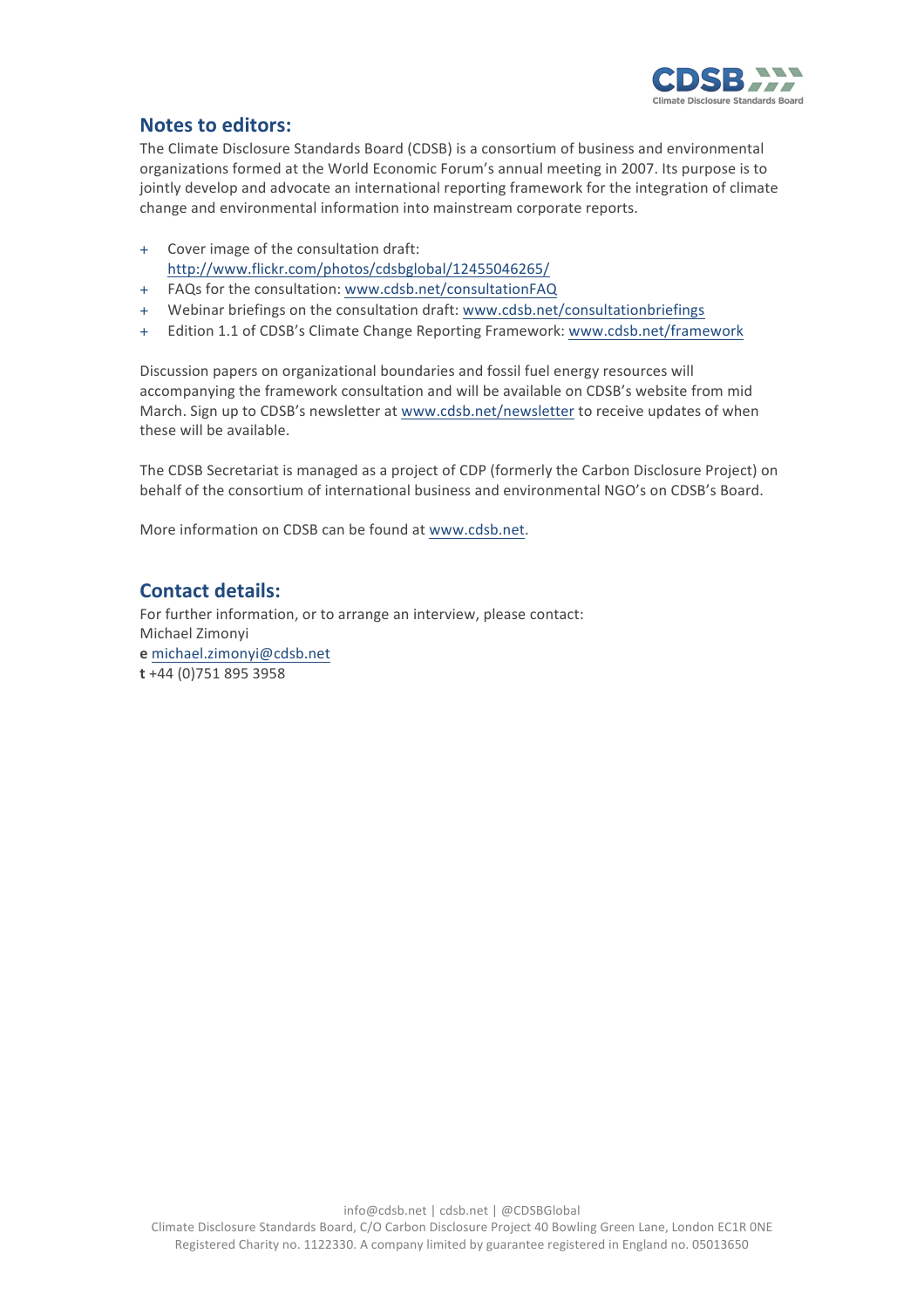## Notes to editors:

The Climate Disclosure Standards Board (CDSB) is a consortium of business and environmental organizations formed at the World Economic Forum's annual meeting in 2007. Its purpose is to jointly develop and advocate an international reporting framework for the integration of climate change and environmental information into mainstream corporate reports.

+ Cover image of the consultation draft: http://www.flickr.com/photos/cdsbglobal/12455046265/
+ FAQs for the consultation: www.cdsb.net/consultationFAQ
+ Webinar briefings on the consultation draft: www.cdsb.net/consultationbriefings
+ Edition 1.1 of CDSB's Climate Change Reporting Framework: www.cdsb.net/framework

Discussion papers on organizational boundaries and fossil fuel energy resources will accompanying the framework consultation and will be available on CDSB's website from mid March. Sign up to CDSB's newsletter at www.cdsb.net/newsletter to receive updates of when these will be available.

The CDSB Secretariat is managed as a project of CDP (formerly the Carbon Disclosure Project) on behalf of the consortium of international business and environmental NGO's on CDSB's Board.

More information on CDSB can be found at www.cdsb.net.

## Contact details:

For further information, or to arrange an interview, please contact:
Michael Zimonyi
**e** michael.zimonyi@cdsb.net
**t** +44 (0)751 895 3958

info@cdsb.net | cdsb.net | @CDSBGlobal
Climate Disclosure Standards Board, C/O Carbon Disclosure Project 40 Bowling Green Lane, London EC1R 0NE
Registered Charity no. 1122330. A company limited by guarantee registered in England no. 05013650